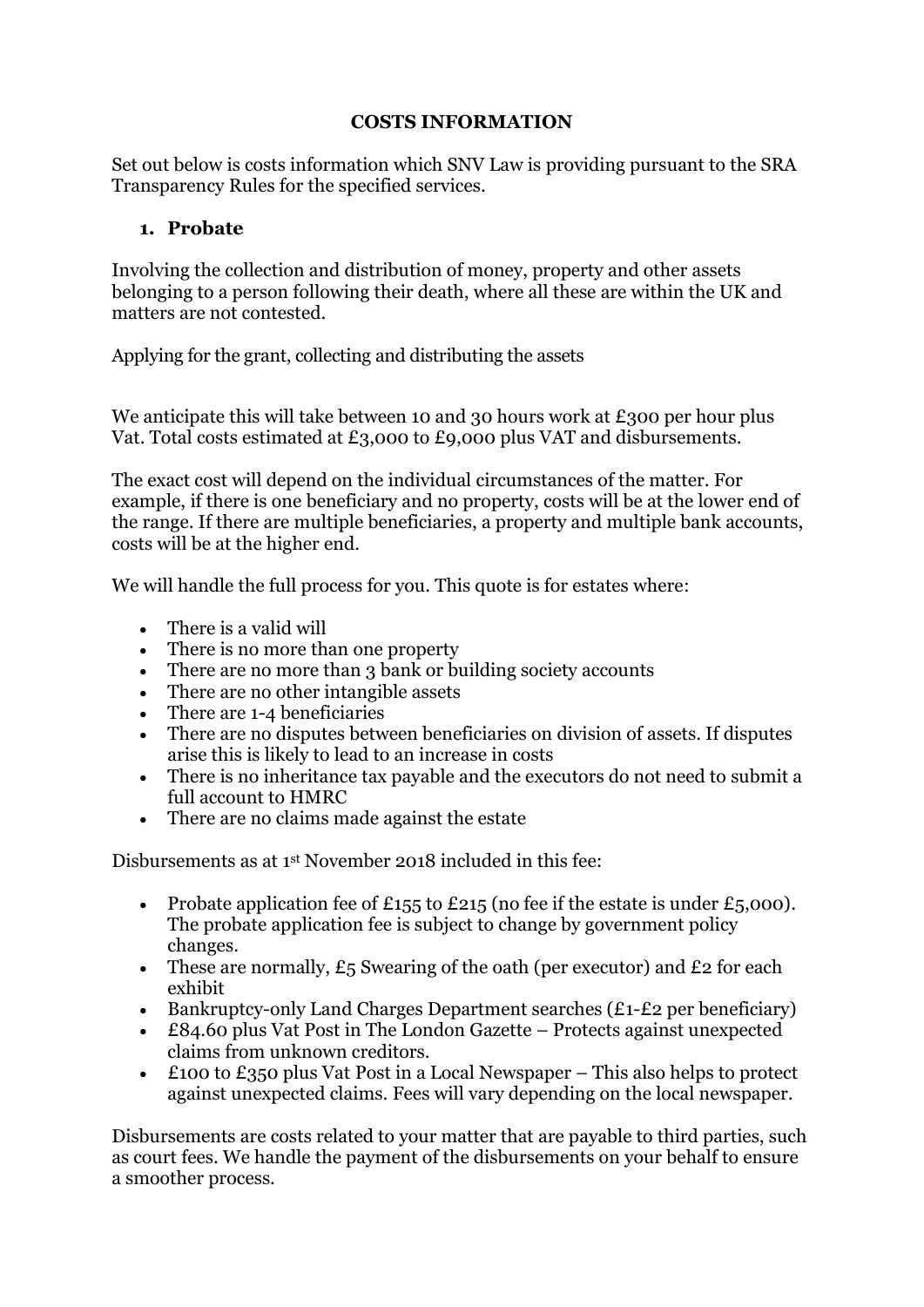# COSTS INFORMATION

Set out below is costs information which SNV Law is providing pursuant to the SRA Transparency Rules for the specified services.

## 1. Probate

Involving the collection and distribution of money, property and other assets belonging to a person following their death, where all these are within the UK and matters are not contested.

Applying for the grant, collecting and distributing the assets

We anticipate this will take between 10 and 30 hours work at £300 per hour plus Vat. Total costs estimated at £3,000 to £9,000 plus VAT and disbursements.

The exact cost will depend on the individual circumstances of the matter. For example, if there is one beneficiary and no property, costs will be at the lower end of the range. If there are multiple beneficiaries, a property and multiple bank accounts, costs will be at the higher end.

We will handle the full process for you. This quote is for estates where:

- There is a valid will
- There is no more than one property
- There are no more than 3 bank or building society accounts
- There are no other intangible assets
- There are 1-4 beneficiaries
- There are no disputes between beneficiaries on division of assets. If disputes arise this is likely to lead to an increase in costs
- There is no inheritance tax payable and the executors do not need to submit a full account to HMRC
- There are no claims made against the estate

Disbursements as at 1st November 2018 included in this fee:

- Probate application fee of £155 to £215 (no fee if the estate is under £5,000). The probate application fee is subject to change by government policy changes.
- These are normally, £5 Swearing of the oath (per executor) and £2 for each exhibit
- Bankruptcy-only Land Charges Department searches (£1-£2 per beneficiary)
- £84.60 plus Vat Post in The London Gazette – Protects against unexpected claims from unknown creditors.
- £100 to £350 plus Vat Post in a Local Newspaper – This also helps to protect against unexpected claims. Fees will vary depending on the local newspaper.

Disbursements are costs related to your matter that are payable to third parties, such as court fees. We handle the payment of the disbursements on your behalf to ensure a smoother process.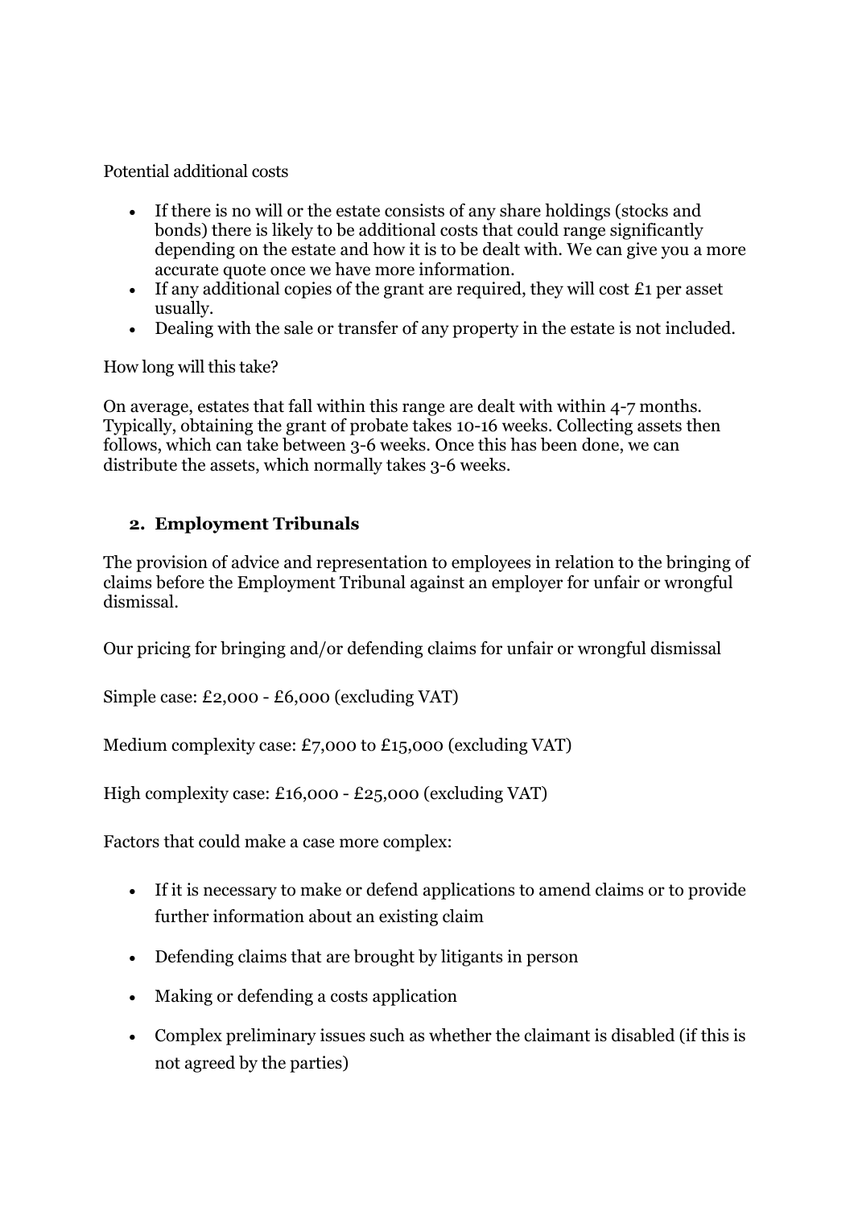Potential additional costs

- If there is no will or the estate consists of any share holdings (stocks and bonds) there is likely to be additional costs that could range significantly depending on the estate and how it is to be dealt with. We can give you a more accurate quote once we have more information.
- If any additional copies of the grant are required, they will cost £1 per asset usually.
- Dealing with the sale or transfer of any property in the estate is not included.

How long will this take?

On average, estates that fall within this range are dealt with within 4-7 months. Typically, obtaining the grant of probate takes 10-16 weeks. Collecting assets then follows, which can take between 3-6 weeks. Once this has been done, we can distribute the assets, which normally takes 3-6 weeks.

## 2. Employment Tribunals

The provision of advice and representation to employees in relation to the bringing of claims before the Employment Tribunal against an employer for unfair or wrongful dismissal.

Our pricing for bringing and/or defending claims for unfair or wrongful dismissal

Simple case: £2,000 - £6,000 (excluding VAT)

Medium complexity case: £7,000 to £15,000 (excluding VAT)

High complexity case: £16,000 - £25,000 (excluding VAT)

Factors that could make a case more complex:

- If it is necessary to make or defend applications to amend claims or to provide further information about an existing claim
- Defending claims that are brought by litigants in person
- Making or defending a costs application
- Complex preliminary issues such as whether the claimant is disabled (if this is not agreed by the parties)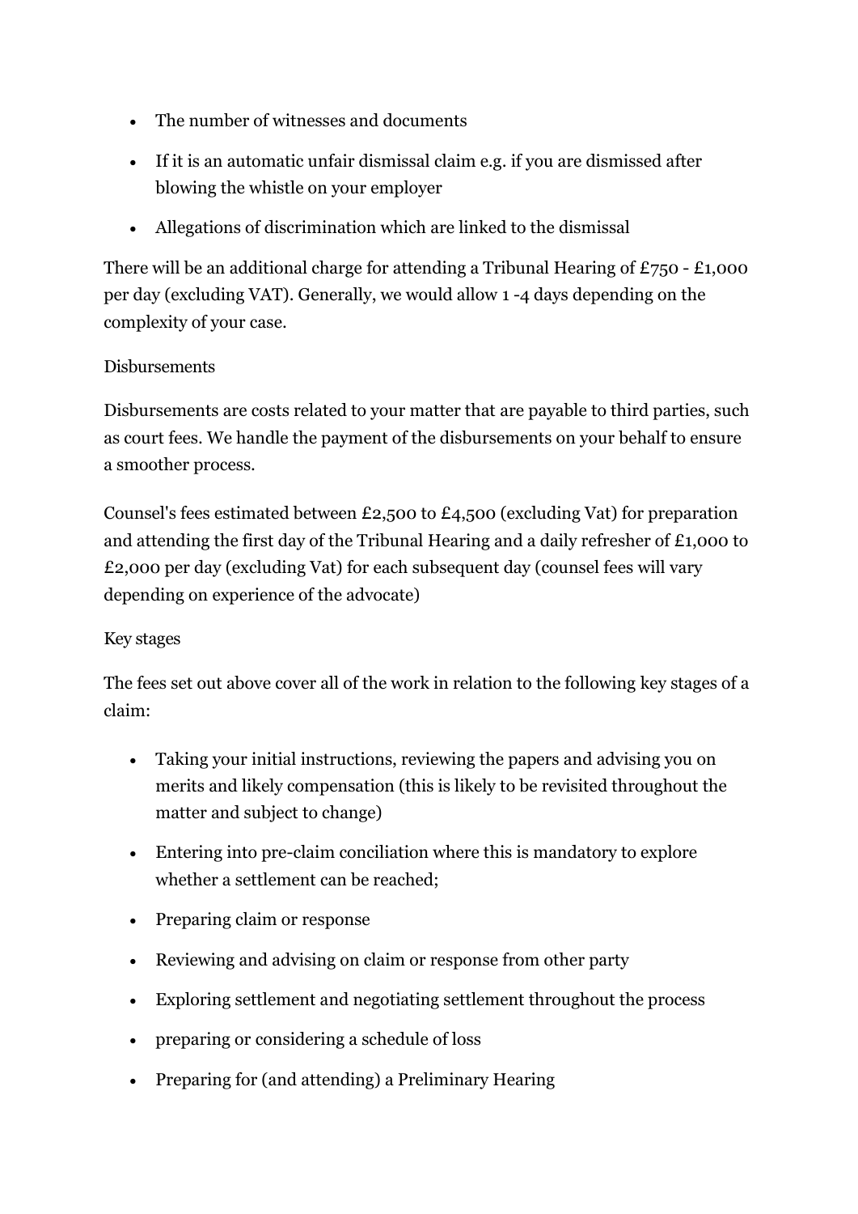- The number of witnesses and documents
- If it is an automatic unfair dismissal claim e.g. if you are dismissed after blowing the whistle on your employer
- Allegations of discrimination which are linked to the dismissal

There will be an additional charge for attending a Tribunal Hearing of £750 - £1,000 per day (excluding VAT). Generally, we would allow 1 -4 days depending on the complexity of your case.

Disbursements

Disbursements are costs related to your matter that are payable to third parties, such as court fees. We handle the payment of the disbursements on your behalf to ensure a smoother process.

Counsel's fees estimated between £2,500 to £4,500 (excluding Vat) for preparation and attending the first day of the Tribunal Hearing and a daily refresher of £1,000 to £2,000 per day (excluding Vat) for each subsequent day (counsel fees will vary depending on experience of the advocate)

Key stages

The fees set out above cover all of the work in relation to the following key stages of a claim:

- Taking your initial instructions, reviewing the papers and advising you on merits and likely compensation (this is likely to be revisited throughout the matter and subject to change)
- Entering into pre-claim conciliation where this is mandatory to explore whether a settlement can be reached;
- Preparing claim or response
- Reviewing and advising on claim or response from other party
- Exploring settlement and negotiating settlement throughout the process
- preparing or considering a schedule of loss
- Preparing for (and attending) a Preliminary Hearing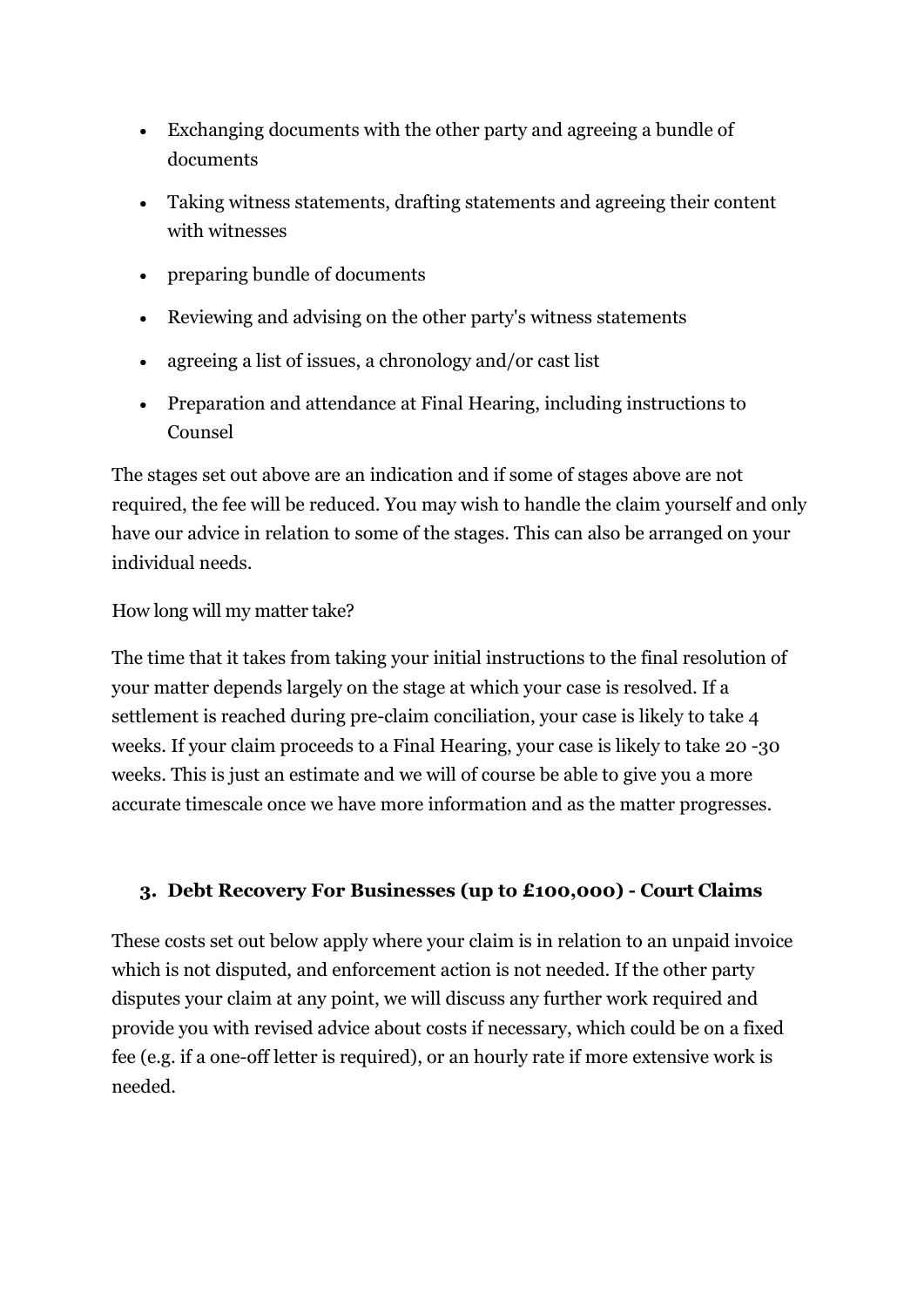- Exchanging documents with the other party and agreeing a bundle of documents
- Taking witness statements, drafting statements and agreeing their content with witnesses
- preparing bundle of documents
- Reviewing and advising on the other party's witness statements
- agreeing a list of issues, a chronology and/or cast list
- Preparation and attendance at Final Hearing, including instructions to Counsel

The stages set out above are an indication and if some of stages above are not required, the fee will be reduced. You may wish to handle the claim yourself and only have our advice in relation to some of the stages. This can also be arranged on your individual needs.

How long will my matter take?

The time that it takes from taking your initial instructions to the final resolution of your matter depends largely on the stage at which your case is resolved. If a settlement is reached during pre-claim conciliation, your case is likely to take 4 weeks. If your claim proceeds to a Final Hearing, your case is likely to take 20 -30 weeks. This is just an estimate and we will of course be able to give you a more accurate timescale once we have more information and as the matter progresses.

## 3. Debt Recovery For Businesses (up to £100,000) - Court Claims

These costs set out below apply where your claim is in relation to an unpaid invoice which is not disputed, and enforcement action is not needed. If the other party disputes your claim at any point, we will discuss any further work required and provide you with revised advice about costs if necessary, which could be on a fixed fee (e.g. if a one-off letter is required), or an hourly rate if more extensive work is needed.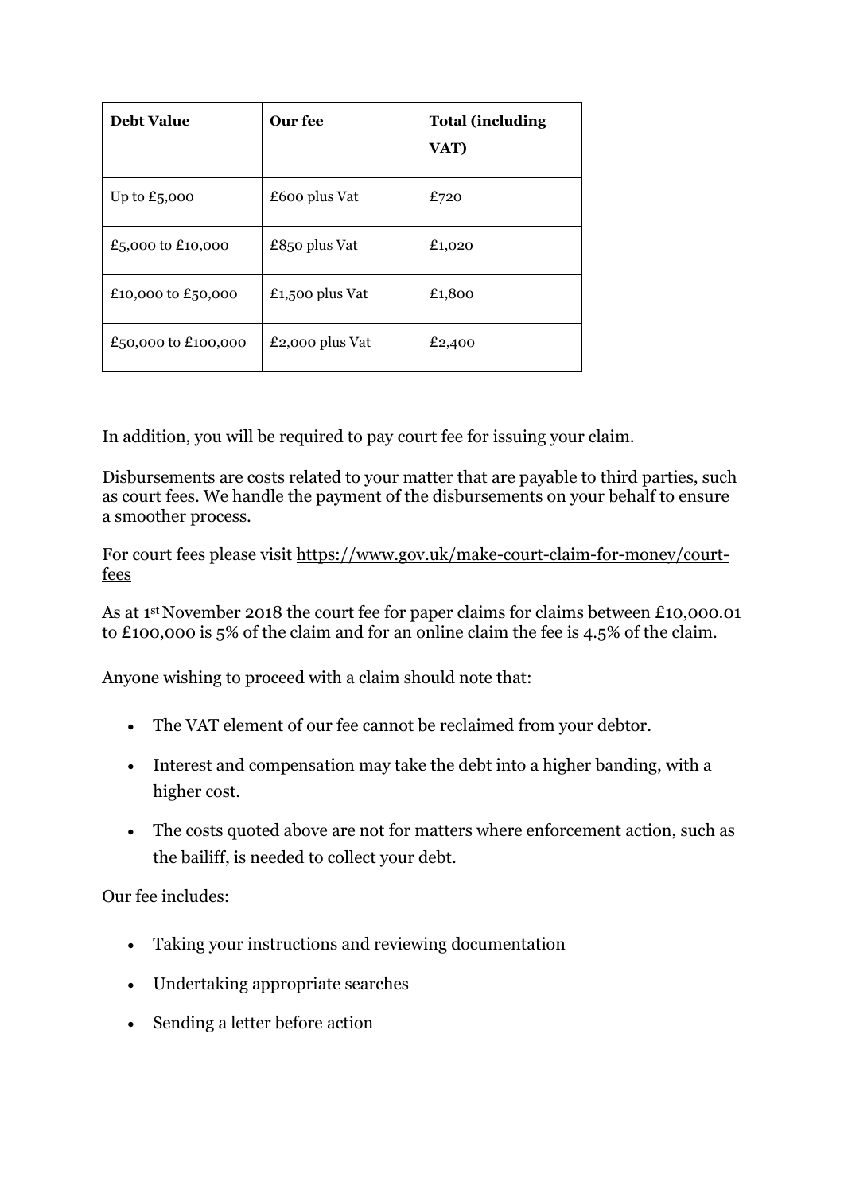| Debt Value | Our fee | Total (including VAT) |
| --- | --- | --- |
| Up to £5,000 | £600 plus Vat | £720 |
| £5,000 to £10,000 | £850 plus Vat | £1,020 |
| £10,000 to £50,000 | £1,500 plus Vat | £1,800 |
| £50,000 to £100,000 | £2,000 plus Vat | £2,400 |

In addition, you will be required to pay court fee for issuing your claim.

Disbursements are costs related to your matter that are payable to third parties, such as court fees. We handle the payment of the disbursements on your behalf to ensure a smoother process.

For court fees please visit [https://www.gov.uk/make-court-claim-for-money/court-fees](https://www.gov.uk/make-court-claim-for-money/court-fees)

As at 1st November 2018 the court fee for paper claims for claims between £10,000.01 to £100,000 is 5% of the claim and for an online claim the fee is 4.5% of the claim.

Anyone wishing to proceed with a claim should note that:

- The VAT element of our fee cannot be reclaimed from your debtor.
- Interest and compensation may take the debt into a higher banding, with a higher cost.
- The costs quoted above are not for matters where enforcement action, such as the bailiff, is needed to collect your debt.

Our fee includes:

- Taking your instructions and reviewing documentation
- Undertaking appropriate searches
- Sending a letter before action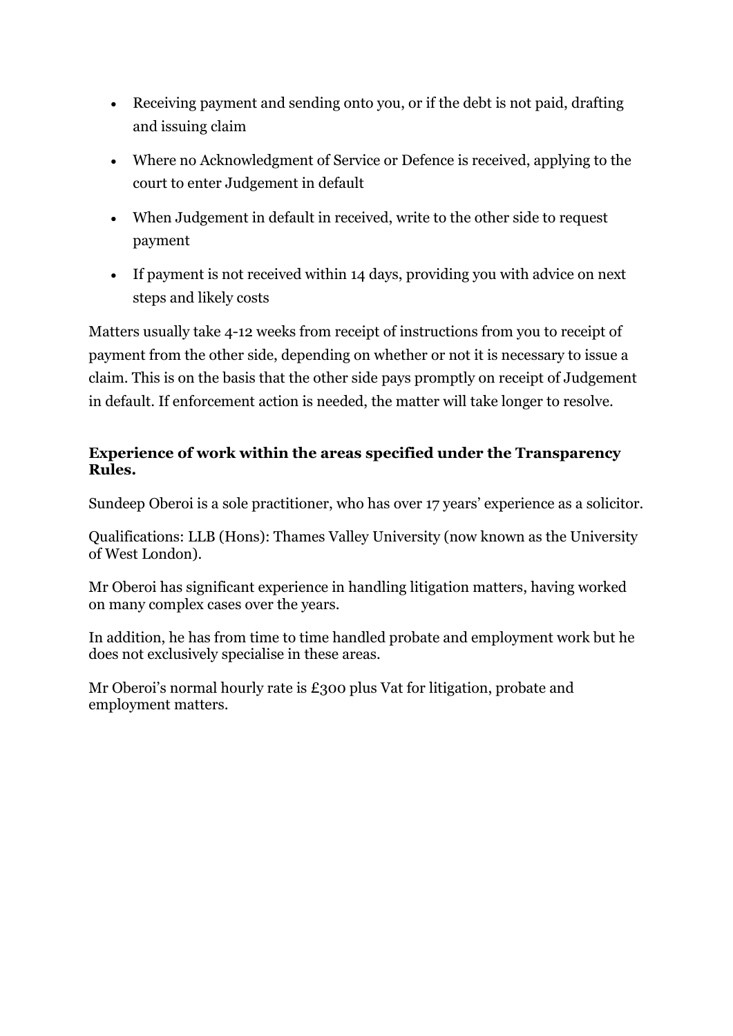- Receiving payment and sending onto you, or if the debt is not paid, drafting and issuing claim
- Where no Acknowledgment of Service or Defence is received, applying to the court to enter Judgement in default
- When Judgement in default in received, write to the other side to request payment
- If payment is not received within 14 days, providing you with advice on next steps and likely costs

Matters usually take 4-12 weeks from receipt of instructions from you to receipt of payment from the other side, depending on whether or not it is necessary to issue a claim. This is on the basis that the other side pays promptly on receipt of Judgement in default. If enforcement action is needed, the matter will take longer to resolve.

**Experience of work within the areas specified under the Transparency Rules.**

Sundeep Oberoi is a sole practitioner, who has over 17 years' experience as a solicitor.

Qualifications: LLB (Hons): Thames Valley University (now known as the University of West London).

Mr Oberoi has significant experience in handling litigation matters, having worked on many complex cases over the years.

In addition, he has from time to time handled probate and employment work but he does not exclusively specialise in these areas.

Mr Oberoi's normal hourly rate is £300 plus Vat for litigation, probate and employment matters.